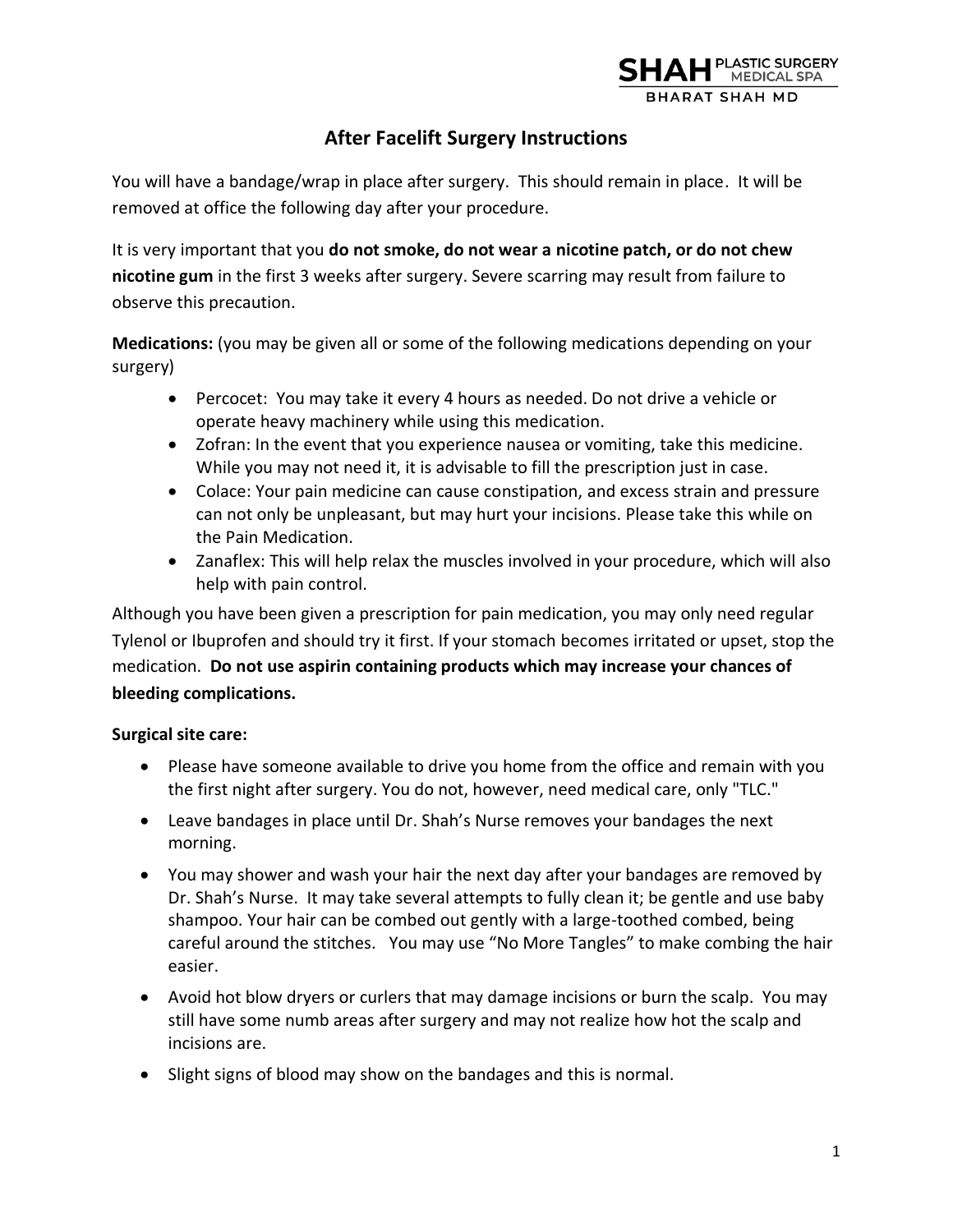# After Facelift Surgery Instructions

You will have a bandage/wrap in place after surgery. This should remain in place. It will be removed at office the following day after your procedure.

It is very important that you **do not smoke, do not wear a nicotine patch, or do not chew nicotine gum** in the first 3 weeks after surgery. Severe scarring may result from failure to observe this precaution.

**Medications:** (you may be given all or some of the following medications depending on your surgery)

- Percocet: You may take it every 4 hours as needed. Do not drive a vehicle or operate heavy machinery while using this medication.
- Zofran: In the event that you experience nausea or vomiting, take this medicine. While you may not need it, it is advisable to fill the prescription just in case.
- Colace: Your pain medicine can cause constipation, and excess strain and pressure can not only be unpleasant, but may hurt your incisions. Please take this while on the Pain Medication.
- Zanaflex: This will help relax the muscles involved in your procedure, which will also help with pain control.

Although you have been given a prescription for pain medication, you may only need regular Tylenol or Ibuprofen and should try it first. If your stomach becomes irritated or upset, stop the medication. **Do not use aspirin containing products which may increase your chances of bleeding complications.**

**Surgical site care:**

- Please have someone available to drive you home from the office and remain with you the first night after surgery. You do not, however, need medical care, only "TLC."
- Leave bandages in place until Dr. Shah's Nurse removes your bandages the next morning.
- You may shower and wash your hair the next day after your bandages are removed by Dr. Shah's Nurse. It may take several attempts to fully clean it; be gentle and use baby shampoo. Your hair can be combed out gently with a large-toothed combed, being careful around the stitches. You may use "No More Tangles" to make combing the hair easier.
- Avoid hot blow dryers or curlers that may damage incisions or burn the scalp. You may still have some numb areas after surgery and may not realize how hot the scalp and incisions are.
- Slight signs of blood may show on the bandages and this is normal.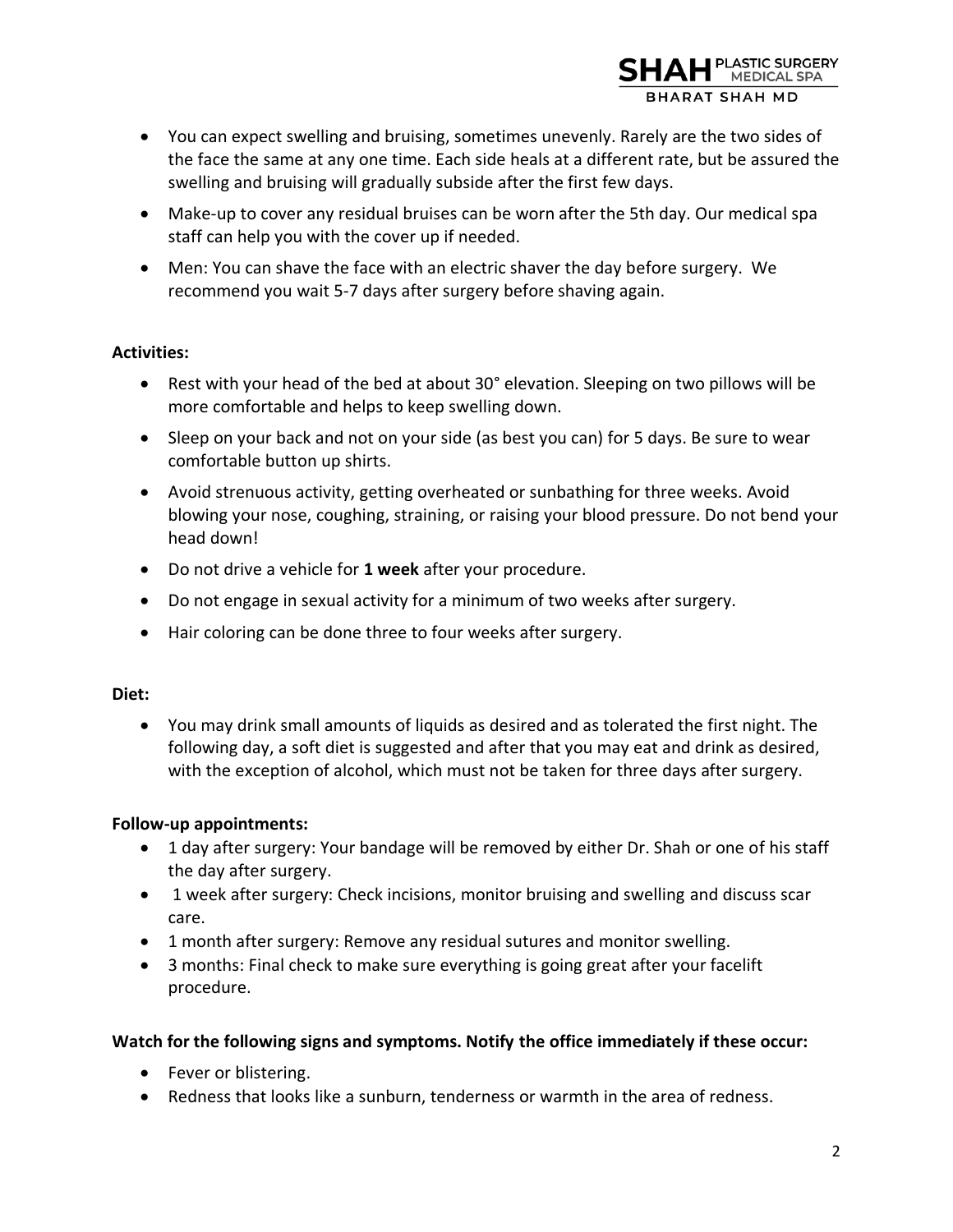- You can expect swelling and bruising, sometimes unevenly. Rarely are the two sides of the face the same at any one time. Each side heals at a different rate, but be assured the swelling and bruising will gradually subside after the first few days.
- Make-up to cover any residual bruises can be worn after the 5th day. Our medical spa staff can help you with the cover up if needed.
- Men: You can shave the face with an electric shaver the day before surgery. We recommend you wait 5-7 days after surgery before shaving again.

**Activities:**

- Rest with your head of the bed at about 30° elevation. Sleeping on two pillows will be more comfortable and helps to keep swelling down.
- Sleep on your back and not on your side (as best you can) for 5 days. Be sure to wear comfortable button up shirts.
- Avoid strenuous activity, getting overheated or sunbathing for three weeks. Avoid blowing your nose, coughing, straining, or raising your blood pressure. Do not bend your head down!
- Do not drive a vehicle for **1 week** after your procedure.
- Do not engage in sexual activity for a minimum of two weeks after surgery.
- Hair coloring can be done three to four weeks after surgery.

**Diet:**

- You may drink small amounts of liquids as desired and as tolerated the first night. The following day, a soft diet is suggested and after that you may eat and drink as desired, with the exception of alcohol, which must not be taken for three days after surgery.

**Follow-up appointments:**

- 1 day after surgery: Your bandage will be removed by either Dr. Shah or one of his staff the day after surgery.
- 1 week after surgery: Check incisions, monitor bruising and swelling and discuss scar care.
- 1 month after surgery: Remove any residual sutures and monitor swelling.
- 3 months: Final check to make sure everything is going great after your facelift procedure.

**Watch for the following signs and symptoms. Notify the office immediately if these occur:**

- Fever or blistering.
- Redness that looks like a sunburn, tenderness or warmth in the area of redness.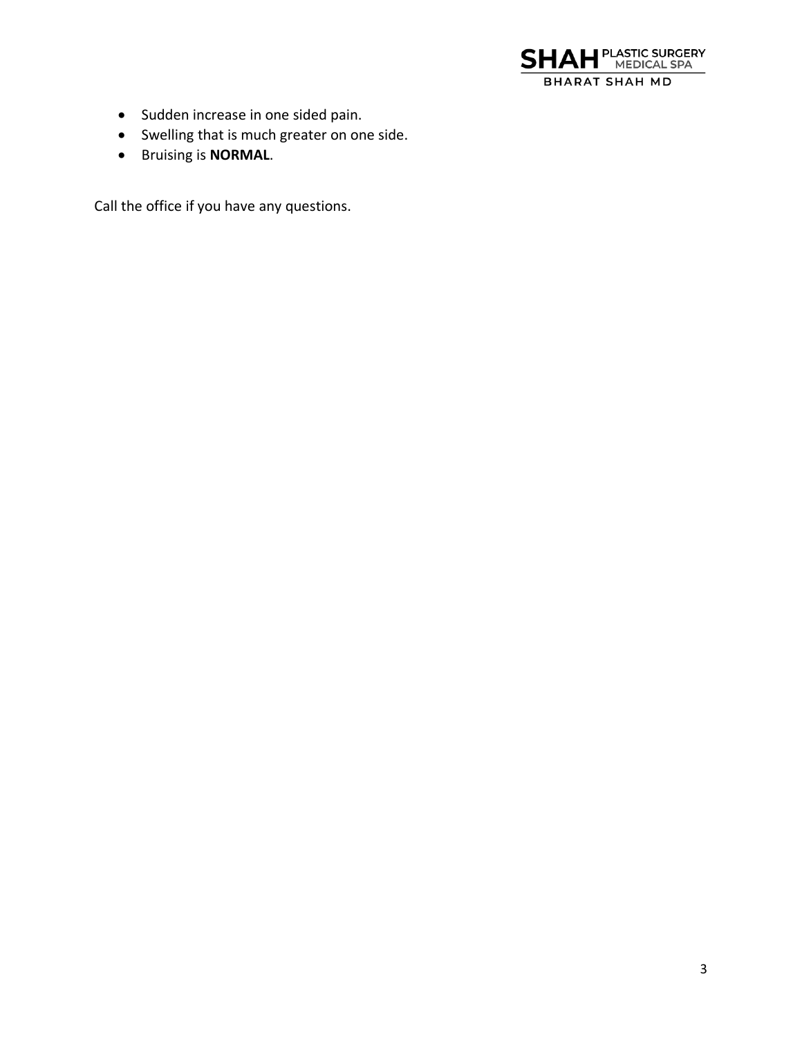- Sudden increase in one sided pain.
- Swelling that is much greater on one side.
- Bruising is **NORMAL**.

Call the office if you have any questions.